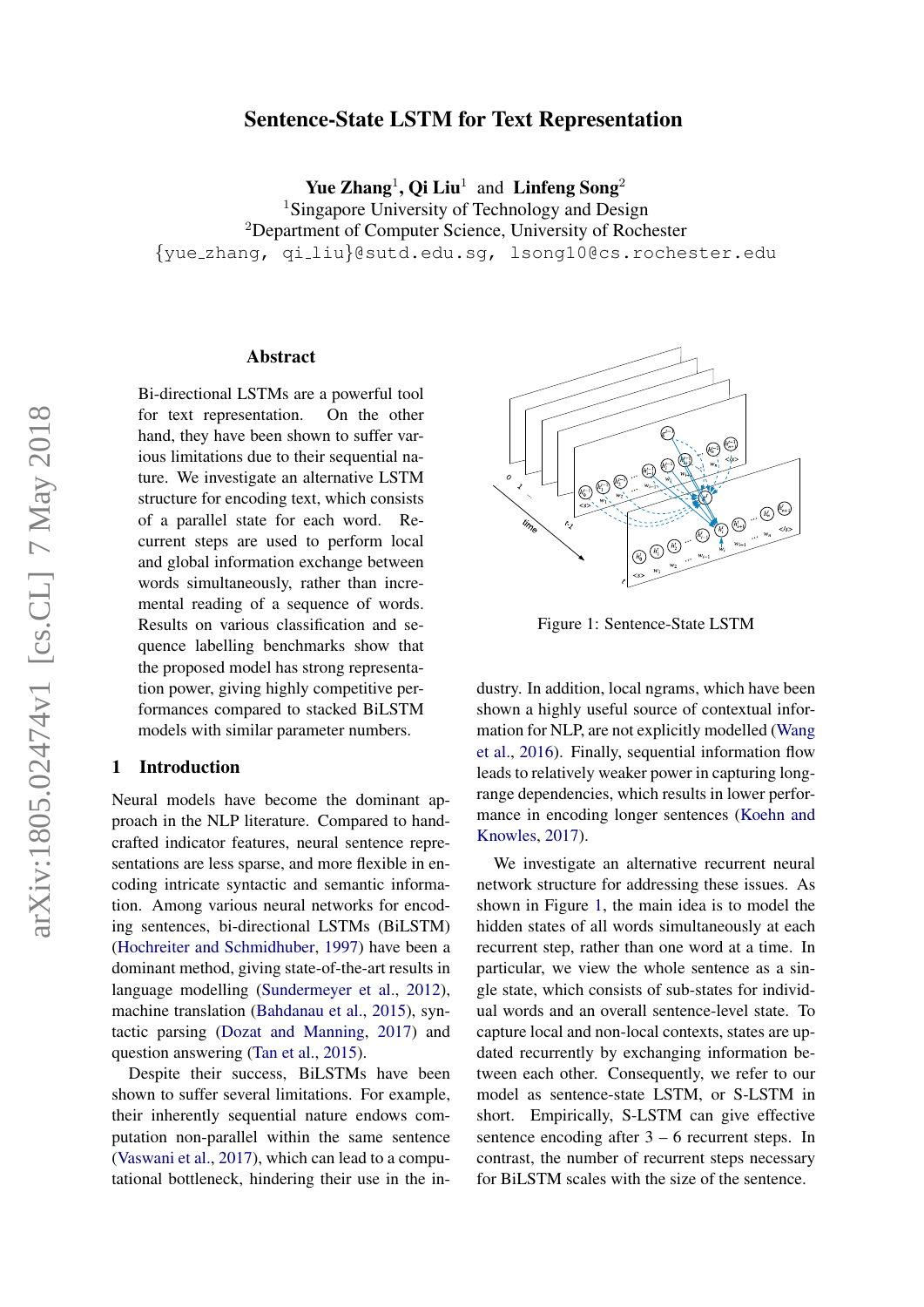# Sentence-State LSTM for Text Representation

**Yue Zhang**[1], **Qi Liu**[1] and **Linfeng Song**[2]
[1]Singapore University of Technology and Design
[2]Department of Computer Science, University of Rochester
{yue_zhang, qi_liu}@sutd.edu.sg, lsong10@cs.rochester.edu

## Abstract

Bi-directional LSTMs are a powerful tool for text representation. On the other hand, they have been shown to suffer various limitations due to their sequential nature. We investigate an alternative LSTM structure for encoding text, which consists of a parallel state for each word. Recurrent steps are used to perform local and global information exchange between words simultaneously, rather than incremental reading of a sequence of words. Results on various classification and sequence labelling benchmarks show that the proposed model has strong representation power, giving highly competitive performances compared to stacked BiLSTM models with similar parameter numbers.

## 1 Introduction

Neural models have become the dominant approach in the NLP literature. Compared to handcrafted indicator features, neural sentence representations are less sparse, and more flexible in encoding intricate syntactic and semantic information. Among various neural networks for encoding sentences, bi-directional LSTMs (BiLSTM) (Hochreiter and Schmidhuber, 1997) have been a dominant method, giving state-of-the-art results in language modelling (Sundermeyer et al., 2012), machine translation (Bahdanau et al., 2015), syntactic parsing (Dozat and Manning, 2017) and question answering (Tan et al., 2015).

Despite their success, BiLSTMs have been shown to suffer several limitations. For example, their inherently sequential nature endows computation non-parallel within the same sentence (Vaswani et al., 2017), which can lead to a computational bottleneck, hindering their use in the industry. In addition, local ngrams, which have been shown a highly useful source of contextual information for NLP, are not explicitly modelled (Wang et al., 2016). Finally, sequential information flow leads to relatively weaker power in capturing long-range dependencies, which results in lower performance in encoding longer sentences (Koehn and Knowles, 2017).

Figure 1: Sentence-State LSTM

We investigate an alternative recurrent neural network structure for addressing these issues. As shown in Figure 1, the main idea is to model the hidden states of all words simultaneously at each recurrent step, rather than one word at a time. In particular, we view the whole sentence as a single state, which consists of sub-states for individual words and an overall sentence-level state. To capture local and non-local contexts, states are updated recurrently by exchanging information between each other. Consequently, we refer to our model as sentence-state LSTM, or S-LSTM in short. Empirically, S-LSTM can give effective sentence encoding after 3 – 6 recurrent steps. In contrast, the number of recurrent steps necessary for BiLSTM scales with the size of the sentence.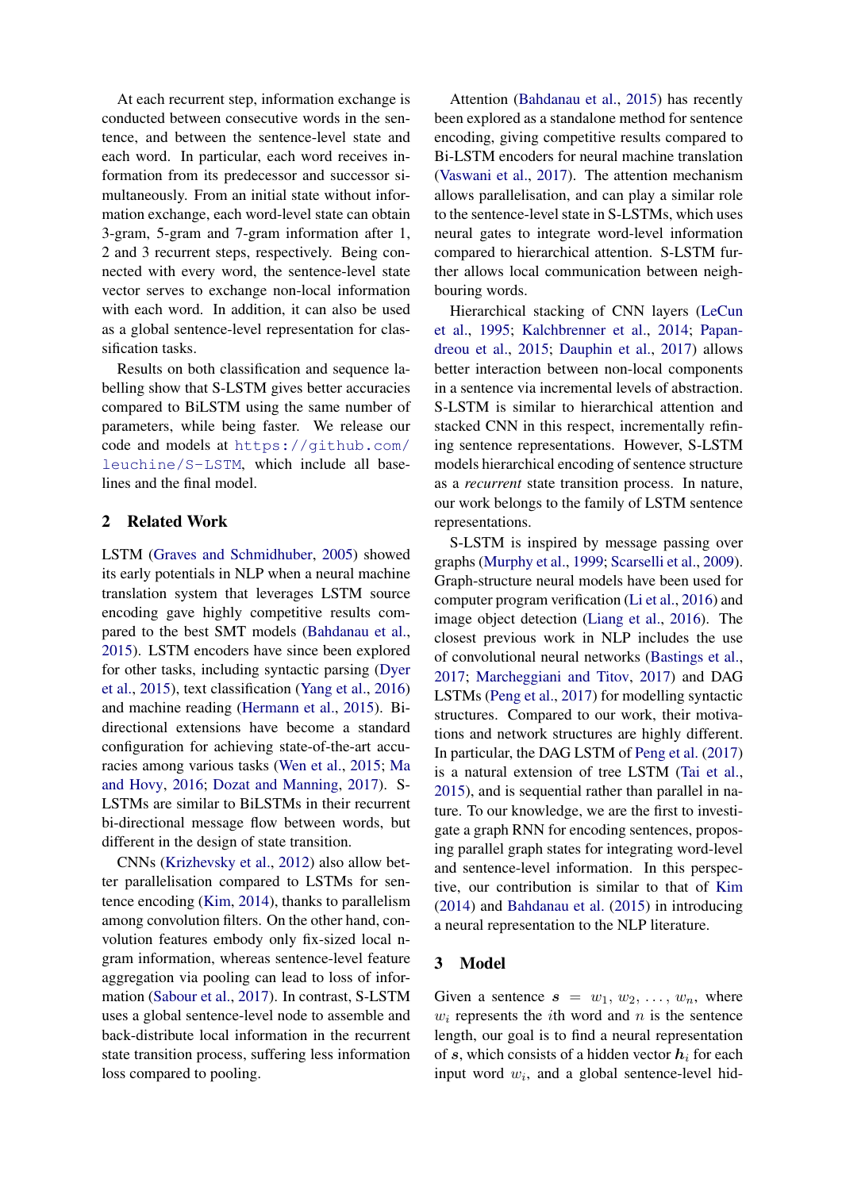At each recurrent step, information exchange is conducted between consecutive words in the sentence, and between the sentence-level state and each word. In particular, each word receives information from its predecessor and successor simultaneously. From an initial state without information exchange, each word-level state can obtain 3-gram, 5-gram and 7-gram information after 1, 2 and 3 recurrent steps, respectively. Being connected with every word, the sentence-level state vector serves to exchange non-local information with each word. In addition, it can also be used as a global sentence-level representation for classification tasks.

Results on both classification and sequence labelling show that S-LSTM gives better accuracies compared to BiLSTM using the same number of parameters, while being faster. We release our code and models at https://github.com/leuchine/S-LSTM, which include all baselines and the final model.

## 2 Related Work

LSTM (Graves and Schmidhuber, 2005) showed its early potentials in NLP when a neural machine translation system that leverages LSTM source encoding gave highly competitive results compared to the best SMT models (Bahdanau et al., 2015). LSTM encoders have since been explored for other tasks, including syntactic parsing (Dyer et al., 2015), text classification (Yang et al., 2016) and machine reading (Hermann et al., 2015). Bi-directional extensions have become a standard configuration for achieving state-of-the-art accuracies among various tasks (Wen et al., 2015; Ma and Hovy, 2016; Dozat and Manning, 2017). S-LSTMs are similar to BiLSTMs in their recurrent bi-directional message flow between words, but different in the design of state transition.

CNNs (Krizhevsky et al., 2012) also allow better parallelisation compared to LSTMs for sentence encoding (Kim, 2014), thanks to parallelism among convolution filters. On the other hand, convolution features embody only fix-sized local n-gram information, whereas sentence-level feature aggregation via pooling can lead to loss of information (Sabour et al., 2017). In contrast, S-LSTM uses a global sentence-level node to assemble and back-distribute local information in the recurrent state transition process, suffering less information loss compared to pooling.

Attention (Bahdanau et al., 2015) has recently been explored as a standalone method for sentence encoding, giving competitive results compared to Bi-LSTM encoders for neural machine translation (Vaswani et al., 2017). The attention mechanism allows parallelisation, and can play a similar role to the sentence-level state in S-LSTMs, which uses neural gates to integrate word-level information compared to hierarchical attention. S-LSTM further allows local communication between neighbouring words.

Hierarchical stacking of CNN layers (LeCun et al., 1995; Kalchbrenner et al., 2014; Papandreou et al., 2015; Dauphin et al., 2017) allows better interaction between non-local components in a sentence via incremental levels of abstraction. S-LSTM is similar to hierarchical attention and stacked CNN in this respect, incrementally refining sentence representations. However, S-LSTM models hierarchical encoding of sentence structure as a *recurrent* state transition process. In nature, our work belongs to the family of LSTM sentence representations.

S-LSTM is inspired by message passing over graphs (Murphy et al., 1999; Scarselli et al., 2009). Graph-structure neural models have been used for computer program verification (Li et al., 2016) and image object detection (Liang et al., 2016). The closest previous work in NLP includes the use of convolutional neural networks (Bastings et al., 2017; Marcheggiani and Titov, 2017) and DAG LSTMs (Peng et al., 2017) for modelling syntactic structures. Compared to our work, their motivations and network structures are highly different. In particular, the DAG LSTM of Peng et al. (2017) is a natural extension of tree LSTM (Tai et al., 2015), and is sequential rather than parallel in nature. To our knowledge, we are the first to investigate a graph RNN for encoding sentences, proposing parallel graph states for integrating word-level and sentence-level information. In this perspective, our contribution is similar to that of Kim (2014) and Bahdanau et al. (2015) in introducing a neural representation to the NLP literature.

## 3 Model

Given a sentence $\boldsymbol{s} = w_1, w_2, \ldots, w_n$, where $w_i$ represents the $i$th word and $n$ is the sentence length, our goal is to find a neural representation of $\boldsymbol{s}$, which consists of a hidden vector $\boldsymbol{h}_i$ for each input word $w_i$, and a global sentence-level hid-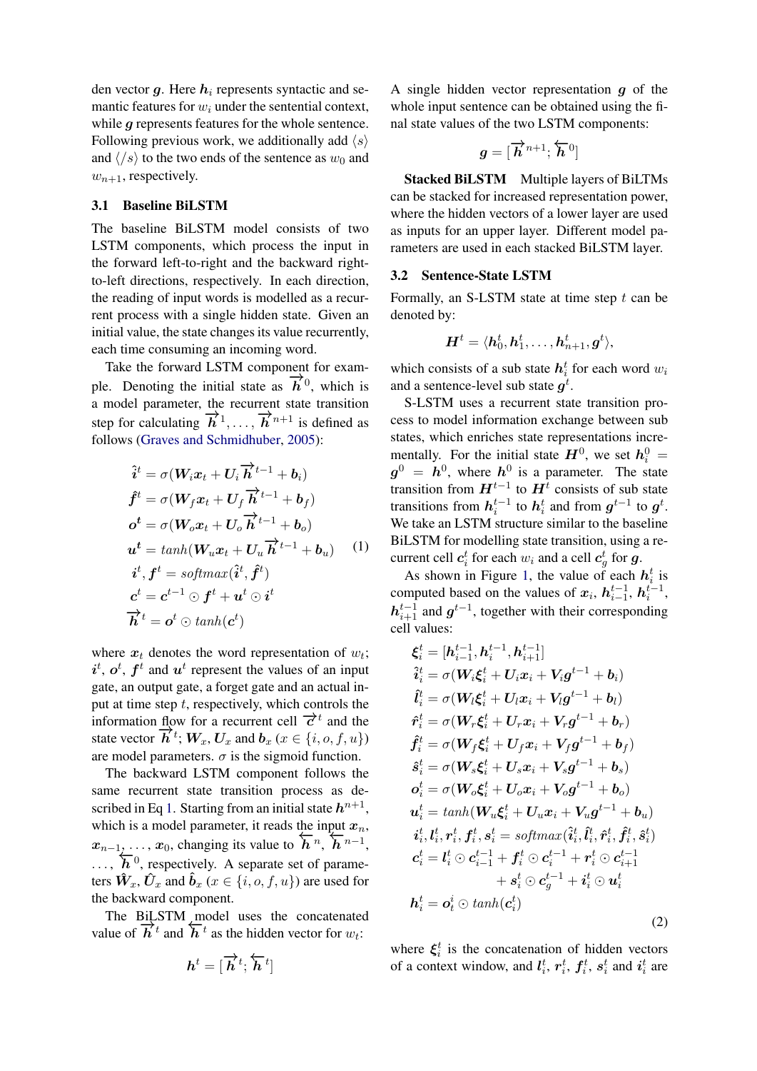den vector $\boldsymbol{g}$. Here $\boldsymbol{h}_i$ represents syntactic and semantic features for $w_i$ under the sentential context, while $\boldsymbol{g}$ represents features for the whole sentence. Following previous work, we additionally add $\langle s \rangle$ and $\langle /s \rangle$ to the two ends of the sentence as $w_0$ and $w_{n+1}$, respectively.

### 3.1 Baseline BiLSTM

The baseline BiLSTM model consists of two LSTM components, which process the input in the forward left-to-right and the backward right-to-left directions, respectively. In each direction, the reading of input words is modelled as a recurrent process with a single hidden state. Given an initial value, the state changes its value recurrently, each time consuming an incoming word.

Take the forward LSTM component for example. Denoting the initial state as $\overrightarrow{\boldsymbol{h}}^0$, which is a model parameter, the recurrent state transition step for calculating $\overrightarrow{\boldsymbol{h}}^1, \ldots, \overrightarrow{\boldsymbol{h}}^{n+1}$ is defined as follows (Graves and Schmidhuber, 2005):

$$
\begin{aligned}
\hat{\boldsymbol{i}}^t &= \sigma(\boldsymbol{W}_i \boldsymbol{x}_t + \boldsymbol{U}_i \overrightarrow{\boldsymbol{h}}^{t-1} + \boldsymbol{b}_i) \\
\hat{\boldsymbol{f}}^t &= \sigma(\boldsymbol{W}_f \boldsymbol{x}_t + \boldsymbol{U}_f \overrightarrow{\boldsymbol{h}}^{t-1} + \boldsymbol{b}_f) \\
\boldsymbol{o}^t &= \sigma(\boldsymbol{W}_o \boldsymbol{x}_t + \boldsymbol{U}_o \overrightarrow{\boldsymbol{h}}^{t-1} + \boldsymbol{b}_o) \\
\boldsymbol{u}^t &= tanh(\boldsymbol{W}_u \boldsymbol{x}_t + \boldsymbol{U}_u \overrightarrow{\boldsymbol{h}}^{t-1} + \boldsymbol{b}_u) \\
\boldsymbol{i}^t, \boldsymbol{f}^t &= softmax(\hat{\boldsymbol{i}}^t, \hat{\boldsymbol{f}}^t) \\
\boldsymbol{c}^t &= \boldsymbol{c}^{t-1} \odot \boldsymbol{f}^t + \boldsymbol{u}^t \odot \boldsymbol{i}^t \\
\overrightarrow{\boldsymbol{h}}^t &= \boldsymbol{o}^t \odot tanh(\boldsymbol{c}^t)
\end{aligned} \tag{1}
$$

where $\boldsymbol{x}_t$ denotes the word representation of $w_t$; $\boldsymbol{i}^t$, $\boldsymbol{o}^t$, $\boldsymbol{f}^t$ and $\boldsymbol{u}^t$ represent the values of an input gate, an output gate, a forget gate and an actual input at time step $t$, respectively, which controls the information flow for a recurrent cell $\overrightarrow{\boldsymbol{c}}^t$ and the state vector $\overrightarrow{\boldsymbol{h}}^t$; $\boldsymbol{W}_x, \boldsymbol{U}_x$ and $\boldsymbol{b}_x$ ($x \in \{i, o, f, u\}$) are model parameters. $\sigma$ is the sigmoid function.

The backward LSTM component follows the same recurrent state transition process as described in Eq 1. Starting from an initial state $\boldsymbol{h}^{n+1}$, which is a model parameter, it reads the input $\boldsymbol{x}_n, \boldsymbol{x}_{n-1}, \ldots, \boldsymbol{x}_0$, changing its value to $\overleftarrow{\boldsymbol{h}}^n, \overleftarrow{\boldsymbol{h}}^{n-1}, \ldots, \overleftarrow{\boldsymbol{h}}^0$, respectively. A separate set of parameters $\hat{\boldsymbol{W}}_x, \hat{\boldsymbol{U}}_x$ and $\hat{\boldsymbol{b}}_x$ ($x \in \{i, o, f, u\}$) are used for the backward component.

The BiLSTM model uses the concatenated value of $\overrightarrow{\boldsymbol{h}}^t$ and $\overleftarrow{\boldsymbol{h}}^t$ as the hidden vector for $w_t$:

$$
\boldsymbol{h}^t = [\overrightarrow{\boldsymbol{h}}^t; \overleftarrow{\boldsymbol{h}}^t]
$$

A single hidden vector representation $\boldsymbol{g}$ of the whole input sentence can be obtained using the final state values of the two LSTM components:

$$
\boldsymbol{g} = [\overrightarrow{\boldsymbol{h}}^{n+1}; \overleftarrow{\boldsymbol{h}}^0]
$$

**Stacked BiLSTM** Multiple layers of BiLTMs can be stacked for increased representation power, where the hidden vectors of a lower layer are used as inputs for an upper layer. Different model parameters are used in each stacked BiLSTM layer.

### 3.2 Sentence-State LSTM

Formally, an S-LSTM state at time step $t$ can be denoted by:

$$
\boldsymbol{H}^t = \langle \boldsymbol{h}_0^t, \boldsymbol{h}_1^t, \ldots, \boldsymbol{h}_{n+1}^t, \boldsymbol{g}^t \rangle,
$$

which consists of a sub state $\boldsymbol{h}_i^t$ for each word $w_i$ and a sentence-level sub state $\boldsymbol{g}^t$.

S-LSTM uses a recurrent state transition process to model information exchange between sub states, which enriches state representations incrementally. For the initial state $\boldsymbol{H}^0$, we set $\boldsymbol{h}_i^0 = \boldsymbol{g}^0 = \boldsymbol{h}^0$, where $\boldsymbol{h}^0$ is a parameter. The state transition from $\boldsymbol{H}^{t-1}$ to $\boldsymbol{H}^t$ consists of sub state transitions from $\boldsymbol{h}_i^{t-1}$ to $\boldsymbol{h}_i^t$ and from $\boldsymbol{g}^{t-1}$ to $\boldsymbol{g}^t$. We take an LSTM structure similar to the baseline BiLSTM for modelling state transition, using a recurrent cell $\boldsymbol{c}_i^t$ for each $w_i$ and a cell $\boldsymbol{c}_g^t$ for $\boldsymbol{g}$.

As shown in Figure 1, the value of each $\boldsymbol{h}_i^t$ is computed based on the values of $\boldsymbol{x}_i$, $\boldsymbol{h}_{i-1}^{t-1}$, $\boldsymbol{h}_i^{t-1}$, $\boldsymbol{h}_{i+1}^{t-1}$ and $\boldsymbol{g}^{t-1}$, together with their corresponding cell values:

$$
\begin{aligned}
\boldsymbol{\xi}_i^t &= [\boldsymbol{h}_{i-1}^{t-1}, \boldsymbol{h}_i^{t-1}, \boldsymbol{h}_{i+1}^{t-1}] \\
\hat{\boldsymbol{i}}_i^t &= \sigma(\boldsymbol{W}_i \boldsymbol{\xi}_i^t + \boldsymbol{U}_i \boldsymbol{x}_i + \boldsymbol{V}_i \boldsymbol{g}^{t-1} + \boldsymbol{b}_i) \\
\hat{\boldsymbol{l}}_i^t &= \sigma(\boldsymbol{W}_l \boldsymbol{\xi}_i^t + \boldsymbol{U}_l \boldsymbol{x}_i + \boldsymbol{V}_l \boldsymbol{g}^{t-1} + \boldsymbol{b}_l) \\
\hat{\boldsymbol{r}}_i^t &= \sigma(\boldsymbol{W}_r \boldsymbol{\xi}_i^t + \boldsymbol{U}_r \boldsymbol{x}_i + \boldsymbol{V}_r \boldsymbol{g}^{t-1} + \boldsymbol{b}_r) \\
\hat{\boldsymbol{f}}_i^t &= \sigma(\boldsymbol{W}_f \boldsymbol{\xi}_i^t + \boldsymbol{U}_f \boldsymbol{x}_i + \boldsymbol{V}_f \boldsymbol{g}^{t-1} + \boldsymbol{b}_f) \\
\hat{\boldsymbol{s}}_i^t &= \sigma(\boldsymbol{W}_s \boldsymbol{\xi}_i^t + \boldsymbol{U}_s \boldsymbol{x}_i + \boldsymbol{V}_s \boldsymbol{g}^{t-1} + \boldsymbol{b}_s) \\
\boldsymbol{o}_i^t &= \sigma(\boldsymbol{W}_o \boldsymbol{\xi}_i^t + \boldsymbol{U}_o \boldsymbol{x}_i + \boldsymbol{V}_o \boldsymbol{g}^{t-1} + \boldsymbol{b}_o) \\
\boldsymbol{u}_i^t &= tanh(\boldsymbol{W}_u \boldsymbol{\xi}_i^t + \boldsymbol{U}_u \boldsymbol{x}_i + \boldsymbol{V}_u \boldsymbol{g}^{t-1} + \boldsymbol{b}_u) \\
\boldsymbol{i}_i^t, \boldsymbol{l}_i^t, \boldsymbol{r}_i^t, \boldsymbol{f}_i^t, \boldsymbol{s}_i^t &= softmax(\hat{\boldsymbol{i}}_i^t, \hat{\boldsymbol{l}}_i^t, \hat{\boldsymbol{r}}_i^t, \hat{\boldsymbol{f}}_i^t, \hat{\boldsymbol{s}}_i^t) \\
\boldsymbol{c}_i^t &= \boldsymbol{l}_i^t \odot \boldsymbol{c}_{i-1}^{t-1} + \boldsymbol{f}_i^t \odot \boldsymbol{c}_i^{t-1} + \boldsymbol{r}_i^t \odot \boldsymbol{c}_{i+1}^{t-1} \\
&\quad + \boldsymbol{s}_i^t \odot \boldsymbol{c}_g^{t-1} + \boldsymbol{i}_i^t \odot \boldsymbol{u}_i^t \\
\boldsymbol{h}_i^t &= \boldsymbol{o}_t^i \odot tanh(\boldsymbol{c}_i^t)
\end{aligned} \tag{2}
$$

where $\boldsymbol{\xi}_i^t$ is the concatenation of hidden vectors of a context window, and $\boldsymbol{l}_i^t$, $\boldsymbol{r}_i^t$, $\boldsymbol{f}_i^t$, $\boldsymbol{s}_i^t$ and $\boldsymbol{i}_i^t$ are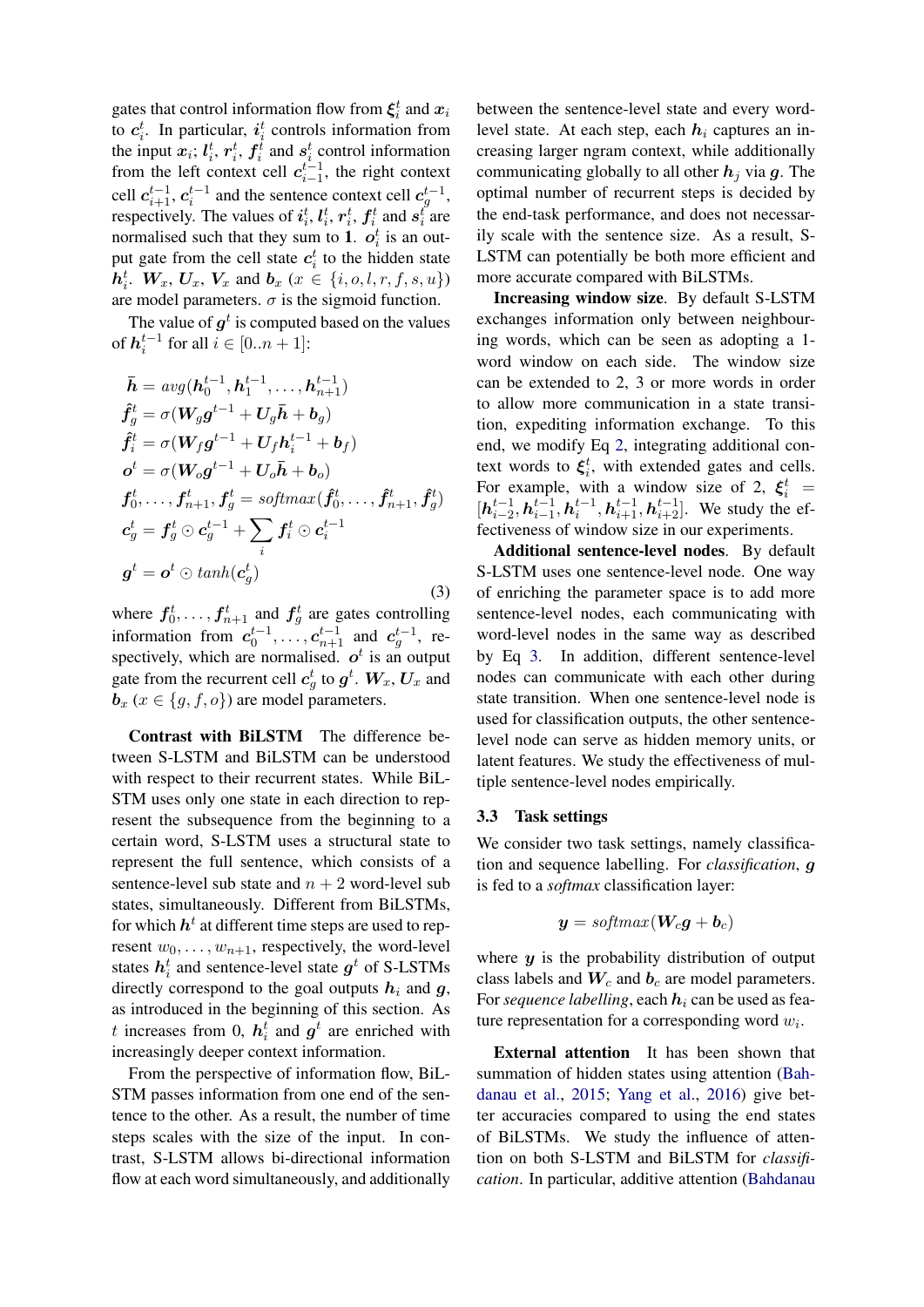gates that control information flow from $\boldsymbol{\xi}_i^t$ and $\boldsymbol{x}_i$ to $\boldsymbol{c}_i^t$. In particular, $\boldsymbol{i}_i^t$ controls information from the input $\boldsymbol{x}_i$; $\boldsymbol{l}_i^t$, $\boldsymbol{r}_i^t$, $\boldsymbol{f}_i^t$ and $\boldsymbol{s}_i^t$ control information from the left context cell $\boldsymbol{c}_{i-1}^{t-1}$, the right context cell $\boldsymbol{c}_{i+1}^{t-1}$, $\boldsymbol{c}_i^{t-1}$ and the sentence context cell $\boldsymbol{c}_g^{t-1}$, respectively. The values of $\boldsymbol{i}_i^t$, $\boldsymbol{l}_i^t$, $\boldsymbol{r}_i^t$, $\boldsymbol{f}_i^t$ and $\boldsymbol{s}_i^t$ are normalised such that they sum to $\mathbf{1}$. $\boldsymbol{o}_i^t$ is an output gate from the cell state $\boldsymbol{c}_i^t$ to the hidden state $\boldsymbol{h}_i^t$. $\boldsymbol{W}_x$, $\boldsymbol{U}_x$, $\boldsymbol{V}_x$ and $\boldsymbol{b}_x$ ($x \in \{i, o, l, r, f, s, u\}$) are model parameters. $\sigma$ is the sigmoid function.

The value of $\boldsymbol{g}^t$ is computed based on the values of $\boldsymbol{h}_i^{t-1}$ for all $i \in [0..n+1]$:

$$
\begin{aligned}
\bar{\boldsymbol{h}} &= avg(\boldsymbol{h}_0^{t-1}, \boldsymbol{h}_1^{t-1}, \ldots, \boldsymbol{h}_{n+1}^{t-1}) \\
\hat{\boldsymbol{f}}_g^t &= \sigma(\boldsymbol{W}_g \boldsymbol{g}^{t-1} + \boldsymbol{U}_g \bar{\boldsymbol{h}} + \boldsymbol{b}_g) \\
\hat{\boldsymbol{f}}_i^t &= \sigma(\boldsymbol{W}_f \boldsymbol{g}^{t-1} + \boldsymbol{U}_f \boldsymbol{h}_i^{t-1} + \boldsymbol{b}_f) \\
\boldsymbol{o}^t &= \sigma(\boldsymbol{W}_o \boldsymbol{g}^{t-1} + \boldsymbol{U}_o \bar{\boldsymbol{h}} + \boldsymbol{b}_o) \\
\boldsymbol{f}_0^t, \ldots, \boldsymbol{f}_{n+1}^t, \boldsymbol{f}_g^t &= softmax(\hat{\boldsymbol{f}}_0^t, \ldots, \hat{\boldsymbol{f}}_{n+1}^t, \hat{\boldsymbol{f}}_g^t) \\
\boldsymbol{c}_g^t &= \boldsymbol{f}_g^t \odot \boldsymbol{c}_g^{t-1} + \sum_i \boldsymbol{f}_i^t \odot \boldsymbol{c}_i^{t-1} \\
\boldsymbol{g}^t &= \boldsymbol{o}^t \odot tanh(\boldsymbol{c}_g^t)
\end{aligned}
\tag{3}
$$

where $\boldsymbol{f}_0^t, \ldots, \boldsymbol{f}_{n+1}^t$ and $\boldsymbol{f}_g^t$ are gates controlling information from $\boldsymbol{c}_0^{t-1}, \ldots, \boldsymbol{c}_{n+1}^{t-1}$ and $\boldsymbol{c}_g^{t-1}$, respectively, which are normalised. $\boldsymbol{o}^t$ is an output gate from the recurrent cell $\boldsymbol{c}_g^t$ to $\boldsymbol{g}^t$. $\boldsymbol{W}_x$, $\boldsymbol{U}_x$ and $\boldsymbol{b}_x$ ($x \in \{g, f, o\}$) are model parameters.

**Contrast with BiLSTM** The difference between S-LSTM and BiLSTM can be understood with respect to their recurrent states. While BiLSTM uses only one state in each direction to represent the subsequence from the beginning to a certain word, S-LSTM uses a structural state to represent the full sentence, which consists of a sentence-level sub state and $n+2$ word-level sub states, simultaneously. Different from BiLSTMs, for which $\boldsymbol{h}^t$ at different time steps are used to represent $w_0, \ldots, w_{n+1}$, respectively, the word-level states $\boldsymbol{h}_i^t$ and sentence-level state $\boldsymbol{g}^t$ of S-LSTMs directly correspond to the goal outputs $\boldsymbol{h}_i$ and $\boldsymbol{g}$, as introduced in the beginning of this section. As $t$ increases from 0, $\boldsymbol{h}_i^t$ and $\boldsymbol{g}^t$ are enriched with increasingly deeper context information.

From the perspective of information flow, BiLSTM passes information from one end of the sentence to the other. As a result, the number of time steps scales with the size of the input. In contrast, S-LSTM allows bi-directional information flow at each word simultaneously, and additionally between the sentence-level state and every word-level state. At each step, each $\boldsymbol{h}_i$ captures an increasing larger ngram context, while additionally communicating globally to all other $\boldsymbol{h}_j$ via $\boldsymbol{g}$. The optimal number of recurrent steps is decided by the end-task performance, and does not necessarily scale with the sentence size. As a result, S-LSTM can potentially be both more efficient and more accurate compared with BiLSTMs.

**Increasing window size**. By default S-LSTM exchanges information only between neighbouring words, which can be seen as adopting a 1-word window on each side. The window size can be extended to 2, 3 or more words in order to allow more communication in a state transition, expediting information exchange. To this end, we modify Eq 2, integrating additional context words to $\boldsymbol{\xi}_i^t$, with extended gates and cells. For example, with a window size of 2, $\boldsymbol{\xi}_i^t = [\boldsymbol{h}_{i-2}^{t-1}, \boldsymbol{h}_{i-1}^{t-1}, \boldsymbol{h}_i^{t-1}, \boldsymbol{h}_{i+1}^{t-1}, \boldsymbol{h}_{i+2}^{t-1}]$. We study the effectiveness of window size in our experiments.

**Additional sentence-level nodes**. By default S-LSTM uses one sentence-level node. One way of enriching the parameter space is to add more sentence-level nodes, each communicating with word-level nodes in the same way as described by Eq 3. In addition, different sentence-level nodes can communicate with each other during state transition. When one sentence-level node is used for classification outputs, the other sentence-level node can serve as hidden memory units, or latent features. We study the effectiveness of multiple sentence-level nodes empirically.

### 3.3 Task settings

We consider two task settings, namely classification and sequence labelling. For *classification*, $\boldsymbol{g}$ is fed to a *softmax* classification layer:

$$\boldsymbol{y} = softmax(\boldsymbol{W}_c \boldsymbol{g} + \boldsymbol{b}_c)$$

where $\boldsymbol{y}$ is the probability distribution of output class labels and $\boldsymbol{W}_c$ and $\boldsymbol{b}_c$ are model parameters. For *sequence labelling*, each $\boldsymbol{h}_i$ can be used as feature representation for a corresponding word $w_i$.

**External attention** It has been shown that summation of hidden states using attention (Bahdanau et al., 2015; Yang et al., 2016) give better accuracies compared to using the end states of BiLSTMs. We study the influence of attention on both S-LSTM and BiLSTM for *classification*. In particular, additive attention (Bahdanau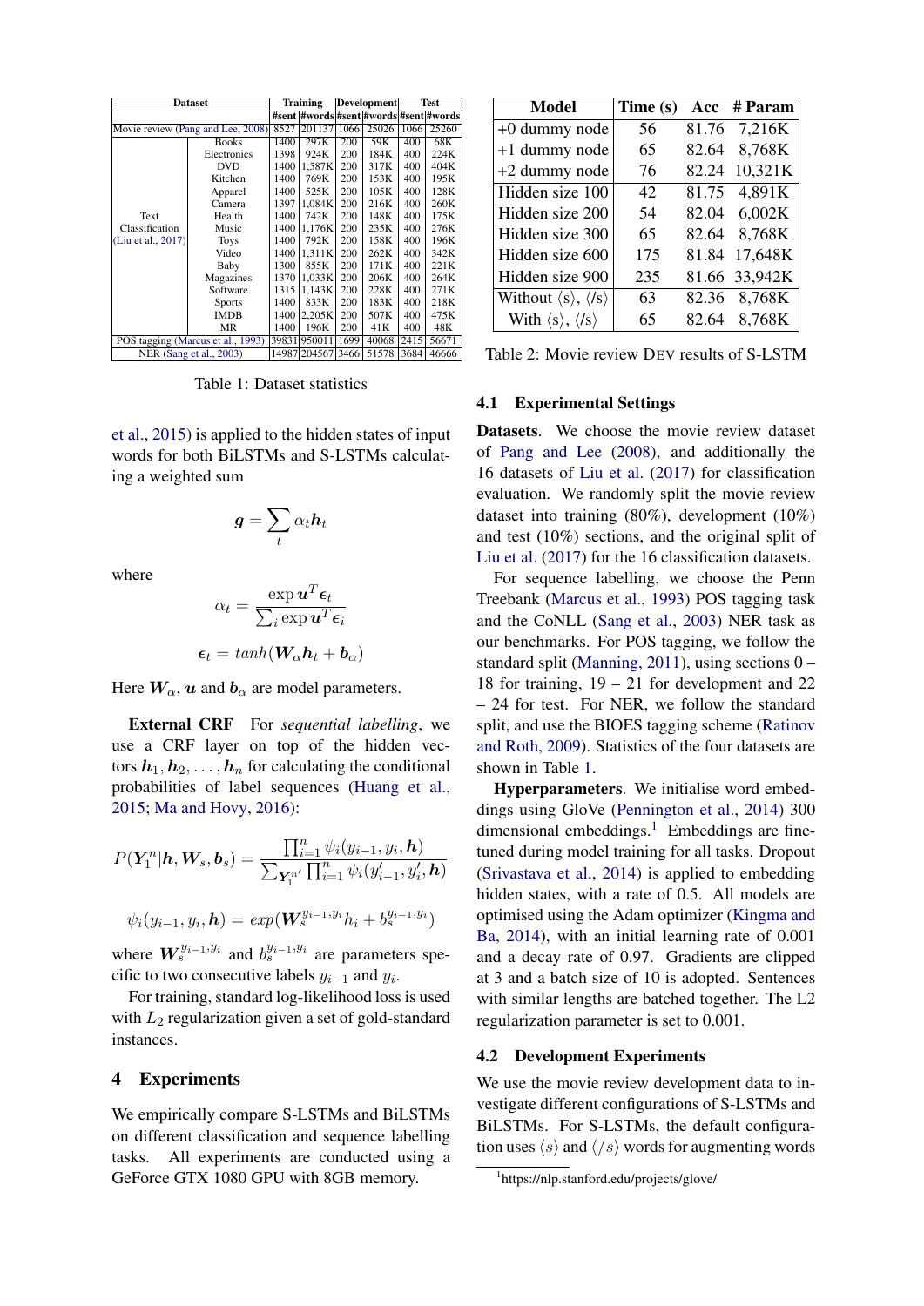| Dataset | | Training | | Development | | Test | |
|---|---|---|---|---|---|---|---|
| | | #sent | #words | #sent | #words | #sent | #words |
| Movie review (Pang and Lee, 2008) | | 8527 | 201137 | 1066 | 25026 | 1066 | 25260 |
| Text Classification (Liu et al., 2017) | Books | 1400 | 297K | 200 | 59K | 400 | 68K |
| | Electronics | 1398 | 924K | 200 | 184K | 400 | 224K |
| | DVD | 1400 | 1,587K | 200 | 317K | 400 | 404K |
| | Kitchen | 1400 | 769K | 200 | 153K | 400 | 195K |
| | Apparel | 1400 | 525K | 200 | 105K | 400 | 128K |
| | Camera | 1397 | 1,084K | 200 | 216K | 400 | 260K |
| | Health | 1400 | 742K | 200 | 148K | 400 | 175K |
| | Music | 1400 | 1,176K | 200 | 235K | 400 | 276K |
| | Toys | 1400 | 792K | 200 | 158K | 400 | 196K |
| | Video | 1400 | 1,311K | 200 | 262K | 400 | 342K |
| | Baby | 1300 | 855K | 200 | 171K | 400 | 221K |
| | Magazines | 1370 | 1,033K | 200 | 206K | 400 | 264K |
| | Software | 1315 | 1,143K | 200 | 228K | 400 | 271K |
| | Sports | 1400 | 833K | 200 | 183K | 400 | 218K |
| | IMDB | 1400 | 2,205K | 200 | 507K | 400 | 475K |
| | MR | 1400 | 196K | 200 | 41K | 400 | 48K |
| POS tagging (Marcus et al., 1993) | | 39831 | 950011 | 1699 | 40068 | 2415 | 56671 |
| NER (Sang et al., 2003) | | 14987 | 204567 | 3466 | 51578 | 3684 | 46666 |

Table 1: Dataset statistics

et al., 2015) is applied to the hidden states of input words for both BiLSTMs and S-LSTMs calculating a weighted sum

$$\boldsymbol{g} = \sum_t \alpha_t \boldsymbol{h}_t$$

where

$$\alpha_t = \frac{\exp \boldsymbol{u}^T \boldsymbol{\epsilon}_t}{\sum_i \exp \boldsymbol{u}^T \boldsymbol{\epsilon}_i}$$

$$\boldsymbol{\epsilon}_t = tanh(\boldsymbol{W}_\alpha \boldsymbol{h}_t + \boldsymbol{b}_\alpha)$$

Here $\boldsymbol{W}_\alpha$, $\boldsymbol{u}$ and $\boldsymbol{b}_\alpha$ are model parameters.

**External CRF** For *sequential labelling*, we use a CRF layer on top of the hidden vectors $\boldsymbol{h}_1, \boldsymbol{h}_2, \ldots, \boldsymbol{h}_n$ for calculating the conditional probabilities of label sequences (Huang et al., 2015; Ma and Hovy, 2016):

$$P(\boldsymbol{Y}_1^n | \boldsymbol{h}, \boldsymbol{W}_s, \boldsymbol{b}_s) = \frac{\prod_{i=1}^n \psi_i(y_{i-1}, y_i, \boldsymbol{h})}{\sum_{\boldsymbol{Y}_1^{n'}} \prod_{i=1}^n \psi_i(y'_{i-1}, y'_i, \boldsymbol{h})}$$

$$\psi_i(y_{i-1}, y_i, \boldsymbol{h}) = exp(\boldsymbol{W}_s^{y_{i-1}, y_i} h_i + b_s^{y_{i-1}, y_i})$$

where $\boldsymbol{W}_s^{y_{i-1}, y_i}$ and $b_s^{y_{i-1}, y_i}$ are parameters specific to two consecutive labels $y_{i-1}$ and $y_i$.

For training, standard log-likelihood loss is used with $L_2$ regularization given a set of gold-standard instances.

# 4 Experiments

We empirically compare S-LSTMs and BiLSTMs on different classification and sequence labelling tasks. All experiments are conducted using a GeForce GTX 1080 GPU with 8GB memory.

| Model | Time (s) | Acc | # Param |
|---|---|---|---|
| +0 dummy node | 56 | 81.76 | 7,216K |
| +1 dummy node | 65 | 82.64 | 8,768K |
| +2 dummy node | 76 | 82.24 | 10,321K |
| Hidden size 100 | 42 | 81.75 | 4,891K |
| Hidden size 200 | 54 | 82.04 | 6,002K |
| Hidden size 300 | 65 | 82.64 | 8,768K |
| Hidden size 600 | 175 | 81.84 | 17,648K |
| Hidden size 900 | 235 | 81.66 | 33,942K |
| Without ⟨s⟩, ⟨/s⟩ | 63 | 82.36 | 8,768K |
| With ⟨s⟩, ⟨/s⟩ | 65 | 82.64 | 8,768K |

Table 2: Movie review DEV results of S-LSTM

## 4.1 Experimental Settings

**Datasets**. We choose the movie review dataset of Pang and Lee (2008), and additionally the 16 datasets of Liu et al. (2017) for classification evaluation. We randomly split the movie review dataset into training (80%), development (10%) and test (10%) sections, and the original split of Liu et al. (2017) for the 16 classification datasets.

For sequence labelling, we choose the Penn Treebank (Marcus et al., 1993) POS tagging task and the CoNLL (Sang et al., 2003) NER task as our benchmarks. For POS tagging, we follow the standard split (Manning, 2011), using sections 0 – 18 for training, 19 – 21 for development and 22 – 24 for test. For NER, we follow the standard split, and use the BIOES tagging scheme (Ratinov and Roth, 2009). Statistics of the four datasets are shown in Table 1.

**Hyperparameters**. We initialise word embeddings using GloVe (Pennington et al., 2014) 300 dimensional embeddings.[1] Embeddings are fine-tuned during model training for all tasks. Dropout (Srivastava et al., 2014) is applied to embedding hidden states, with a rate of 0.5. All models are optimised using the Adam optimizer (Kingma and Ba, 2014), with an initial learning rate of 0.001 and a decay rate of 0.97. Gradients are clipped at 3 and a batch size of 10 is adopted. Sentences with similar lengths are batched together. The L2 regularization parameter is set to 0.001.

## 4.2 Development Experiments

We use the movie review development data to investigate different configurations of S-LSTMs and BiLSTMs. For S-LSTMs, the default configuration uses $\langle s \rangle$ and $\langle /s \rangle$ words for augmenting words

[1]https://nlp.stanford.edu/projects/glove/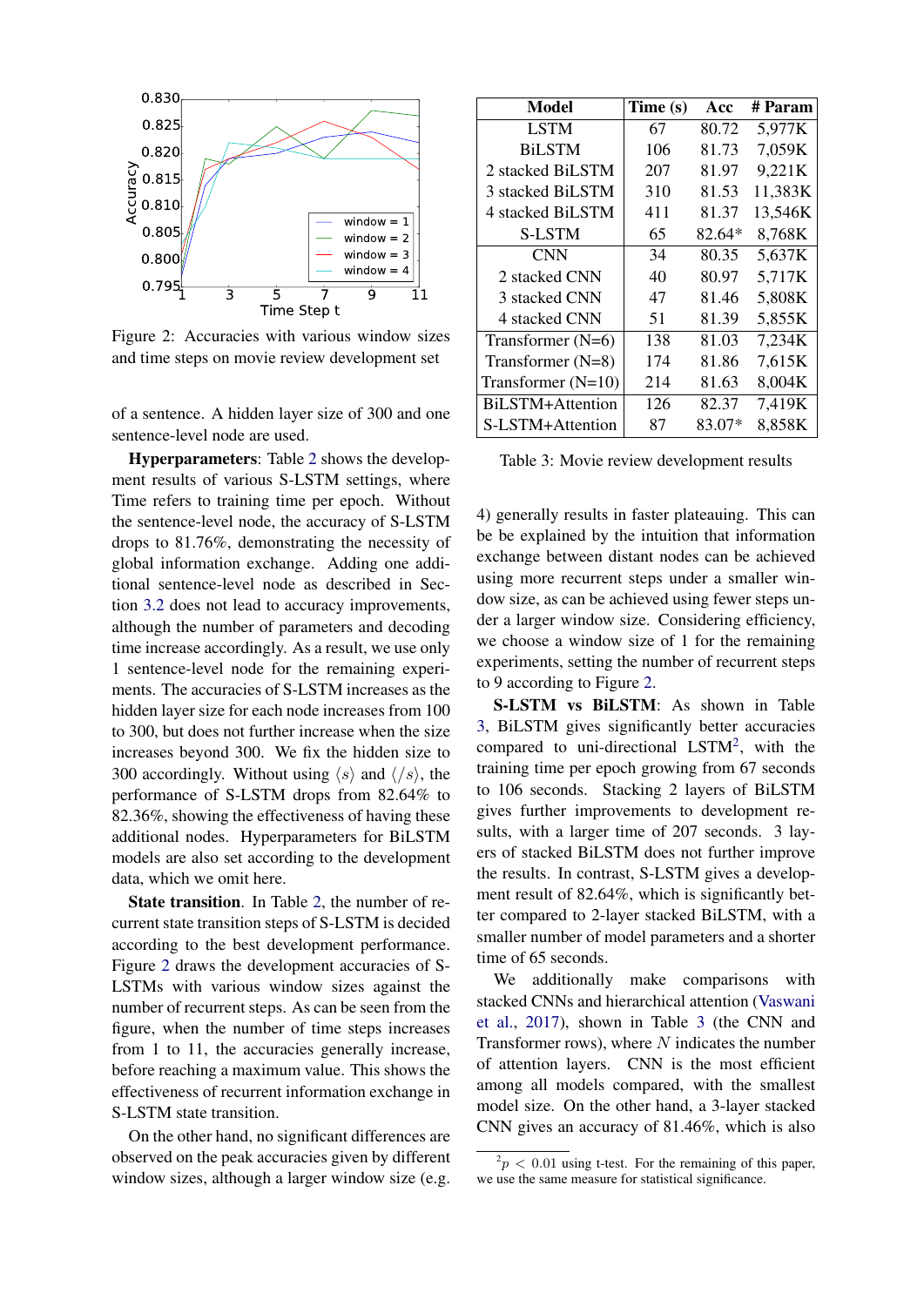Figure 2: Accuracies with various window sizes and time steps on movie review development set

of a sentence. A hidden layer size of 300 and one sentence-level node are used.

**Hyperparameters**: Table 2 shows the development results of various S-LSTM settings, where Time refers to training time per epoch. Without the sentence-level node, the accuracy of S-LSTM drops to 81.76%, demonstrating the necessity of global information exchange. Adding one additional sentence-level node as described in Section 3.2 does not lead to accuracy improvements, although the number of parameters and decoding time increase accordingly. As a result, we use only 1 sentence-level node for the remaining experiments. The accuracies of S-LSTM increases as the hidden layer size for each node increases from 100 to 300, but does not further increase when the size increases beyond 300. We fix the hidden size to 300 accordingly. Without using $\langle s \rangle$ and $\langle /s \rangle$, the performance of S-LSTM drops from 82.64% to 82.36%, showing the effectiveness of having these additional nodes. Hyperparameters for BiLSTM models are also set according to the development data, which we omit here.

**State transition**. In Table 2, the number of recurrent state transition steps of S-LSTM is decided according to the best development performance. Figure 2 draws the development accuracies of S-LSTMs with various window sizes against the number of recurrent steps. As can be seen from the figure, when the number of time steps increases from 1 to 11, the accuracies generally increase, before reaching a maximum value. This shows the effectiveness of recurrent information exchange in S-LSTM state transition.

On the other hand, no significant differences are observed on the peak accuracies given by different window sizes, although a larger window size (e.g. 4) generally results in faster plateauing. This can be be explained by the intuition that information exchange between distant nodes can be achieved using more recurrent steps under a smaller window size, as can be achieved using fewer steps under a larger window size. Considering efficiency, we choose a window size of 1 for the remaining experiments, setting the number of recurrent steps to 9 according to Figure 2.

| Model | Time (s) | Acc | # Param |
|---|---|---|---|
| LSTM | 67 | 80.72 | 5,977K |
| BiLSTM | 106 | 81.73 | 7,059K |
| 2 stacked BiLSTM | 207 | 81.97 | 9,221K |
| 3 stacked BiLSTM | 310 | 81.53 | 11,383K |
| 4 stacked BiLSTM | 411 | 81.37 | 13,546K |
| S-LSTM | 65 | 82.64* | 8,768K |
| CNN | 34 | 80.35 | 5,637K |
| 2 stacked CNN | 40 | 80.97 | 5,717K |
| 3 stacked CNN | 47 | 81.46 | 5,808K |
| 4 stacked CNN | 51 | 81.39 | 5,855K |
| Transformer (N=6) | 138 | 81.03 | 7,234K |
| Transformer (N=8) | 174 | 81.86 | 7,615K |
| Transformer (N=10) | 214 | 81.63 | 8,004K |
| BiLSTM+Attention | 126 | 82.37 | 7,419K |
| S-LSTM+Attention | 87 | 83.07* | 8,858K |

Table 3: Movie review development results

**S-LSTM vs BiLSTM**: As shown in Table 3, BiLSTM gives significantly better accuracies compared to uni-directional LSTM[2], with the training time per epoch growing from 67 seconds to 106 seconds. Stacking 2 layers of BiLSTM gives further improvements to development results, with a larger time of 207 seconds. 3 layers of stacked BiLSTM does not further improve the results. In contrast, S-LSTM gives a development result of 82.64%, which is significantly better compared to 2-layer stacked BiLSTM, with a smaller number of model parameters and a shorter time of 65 seconds.

We additionally make comparisons with stacked CNNs and hierarchical attention (Vaswani et al., 2017), shown in Table 3 (the CNN and Transformer rows), where $N$ indicates the number of attention layers. CNN is the most efficient among all models compared, with the smallest model size. On the other hand, a 3-layer stacked CNN gives an accuracy of 81.46%, which is also

[2] $p < 0.01$ using t-test. For the remaining of this paper, we use the same measure for statistical significance.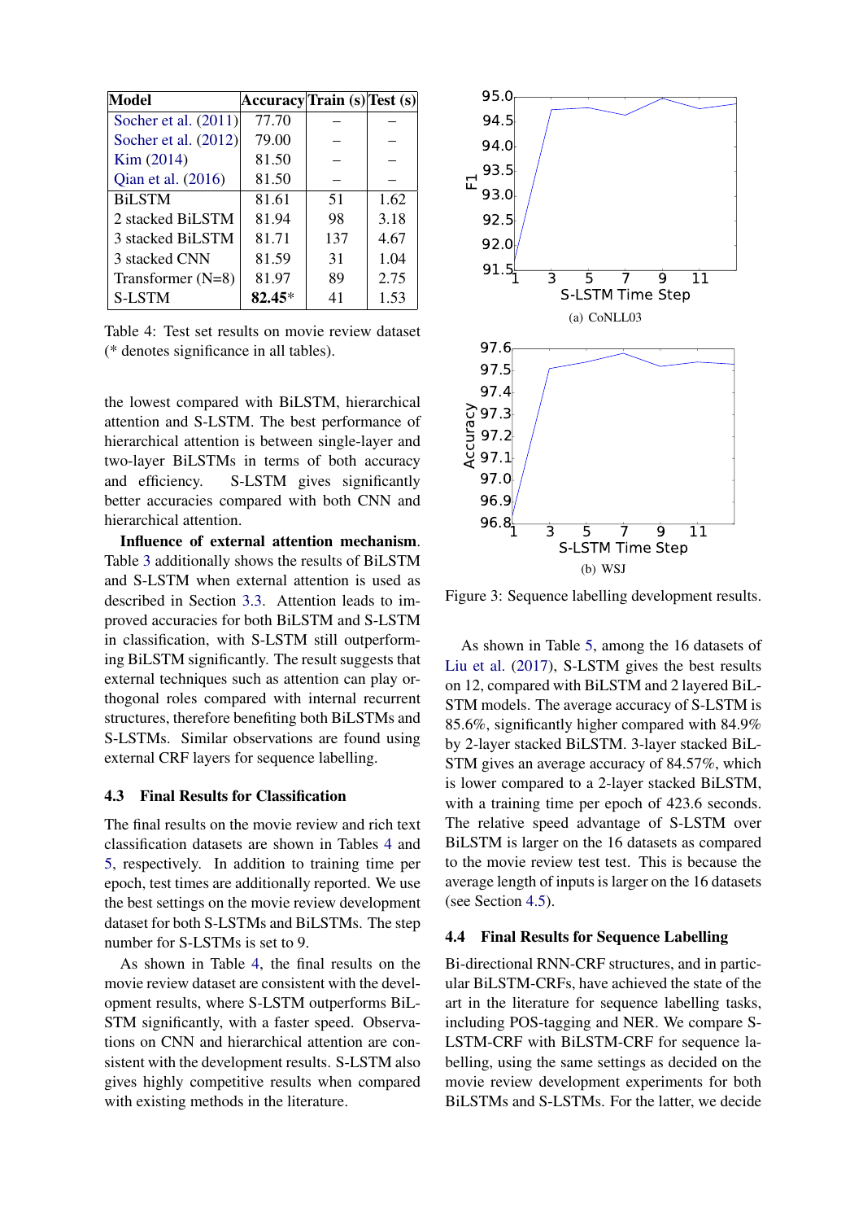| Model | Accuracy | Train (s) | Test (s) |
|---|---|---|---|
| Socher et al. (2011) | 77.70 | – | – |
| Socher et al. (2012) | 79.00 | – | – |
| Kim (2014) | 81.50 | – | – |
| Qian et al. (2016) | 81.50 | – | – |
| BiLSTM | 81.61 | 51 | 1.62 |
| 2 stacked BiLSTM | 81.94 | 98 | 3.18 |
| 3 stacked BiLSTM | 81.71 | 137 | 4.67 |
| 3 stacked CNN | 81.59 | 31 | 1.04 |
| Transformer (N=8) | 81.97 | 89 | 2.75 |
| S-LSTM | **82.45*** | 41 | 1.53 |

Table 4: Test set results on movie review dataset (* denotes significance in all tables).

the lowest compared with BiLSTM, hierarchical attention and S-LSTM. The best performance of hierarchical attention is between single-layer and two-layer BiLSTMs in terms of both accuracy and efficiency. S-LSTM gives significantly better accuracies compared with both CNN and hierarchical attention.

**Influence of external attention mechanism**. Table 3 additionally shows the results of BiLSTM and S-LSTM when external attention is used as described in Section 3.3. Attention leads to improved accuracies for both BiLSTM and S-LSTM in classification, with S-LSTM still outperforming BiLSTM significantly. The result suggests that external techniques such as attention can play orthogonal roles compared with internal recurrent structures, therefore benefiting both BiLSTMs and S-LSTMs. Similar observations are found using external CRF layers for sequence labelling.

### 4.3 Final Results for Classification

The final results on the movie review and rich text classification datasets are shown in Tables 4 and 5, respectively. In addition to training time per epoch, test times are additionally reported. We use the best settings on the movie review development dataset for both S-LSTMs and BiLSTMs. The step number for S-LSTMs is set to 9.

As shown in Table 4, the final results on the movie review dataset are consistent with the development results, where S-LSTM outperforms BiLSTM significantly, with a faster speed. Observations on CNN and hierarchical attention are consistent with the development results. S-LSTM also gives highly competitive results when compared with existing methods in the literature.

(a) CoNLL03

(b) WSJ

Figure 3: Sequence labelling development results.

As shown in Table 5, among the 16 datasets of Liu et al. (2017), S-LSTM gives the best results on 12, compared with BiLSTM and 2 layered BiLSTM models. The average accuracy of S-LSTM is 85.6%, significantly higher compared with 84.9% by 2-layer stacked BiLSTM. 3-layer stacked BiLSTM gives an average accuracy of 84.57%, which is lower compared to a 2-layer stacked BiLSTM, with a training time per epoch of 423.6 seconds. The relative speed advantage of S-LSTM over BiLSTM is larger on the 16 datasets as compared to the movie review test test. This is because the average length of inputs is larger on the 16 datasets (see Section 4.5).

### 4.4 Final Results for Sequence Labelling

Bi-directional RNN-CRF structures, and in particular BiLSTM-CRFs, have achieved the state of the art in the literature for sequence labelling tasks, including POS-tagging and NER. We compare S-LSTM-CRF with BiLSTM-CRF for sequence labelling, using the same settings as decided on the movie review development experiments for both BiLSTMs and S-LSTMs. For the latter, we decide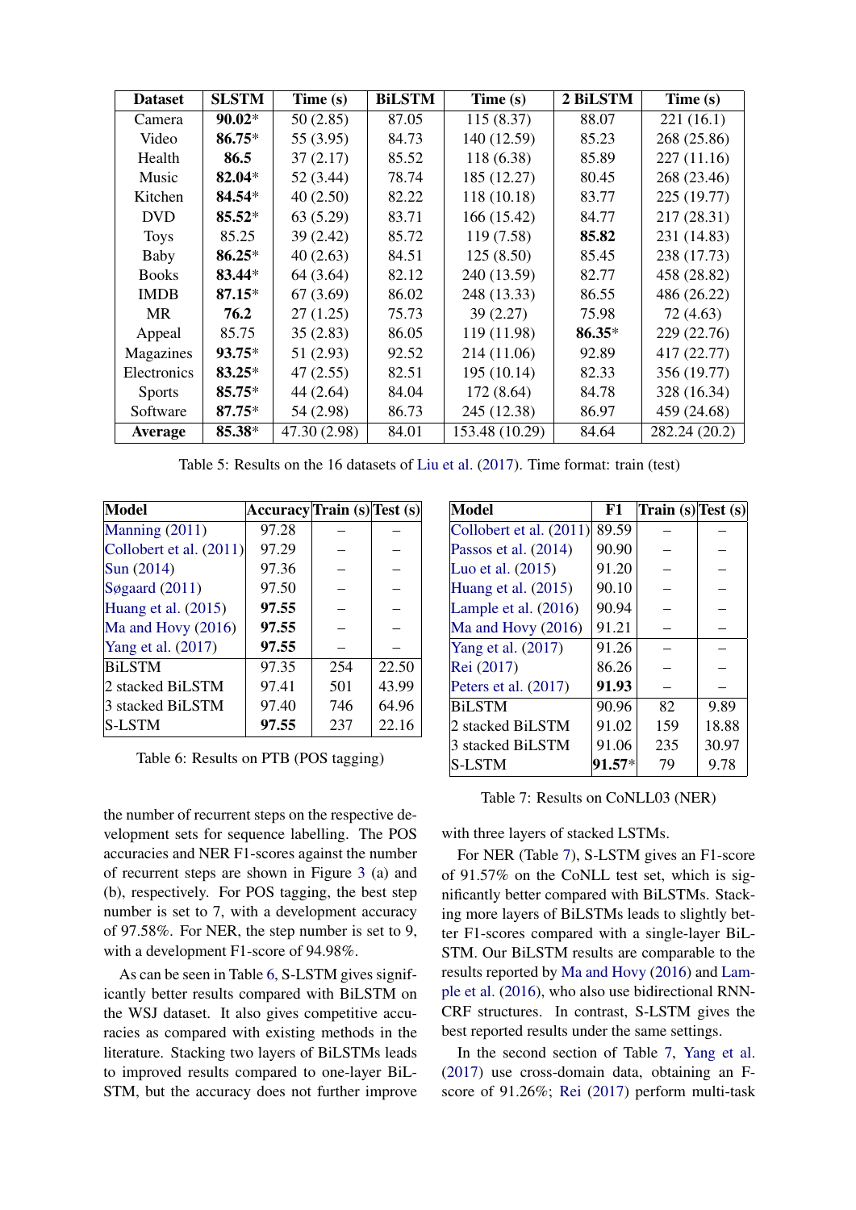| Dataset | SLSTM | Time (s) | BiLSTM | Time (s) | 2 BiLSTM | Time (s) |
|---|---|---|---|---|---|---|
| Camera | **90.02*** | 50 (2.85) | 87.05 | 115 (8.37) | 88.07 | 221 (16.1) |
| Video | **86.75*** | 55 (3.95) | 84.73 | 140 (12.59) | 85.23 | 268 (25.86) |
| Health | **86.5** | 37 (2.17) | 85.52 | 118 (6.38) | 85.89 | 227 (11.16) |
| Music | **82.04*** | 52 (3.44) | 78.74 | 185 (12.27) | 80.45 | 268 (23.46) |
| Kitchen | **84.54*** | 40 (2.50) | 82.22 | 118 (10.18) | 83.77 | 225 (19.77) |
| DVD | **85.52*** | 63 (5.29) | 83.71 | 166 (15.42) | 84.77 | 217 (28.31) |
| Toys | 85.25 | 39 (2.42) | 85.72 | 119 (7.58) | **85.82** | 231 (14.83) |
| Baby | **86.25*** | 40 (2.63) | 84.51 | 125 (8.50) | 85.45 | 238 (17.73) |
| Books | **83.44*** | 64 (3.64) | 82.12 | 240 (13.59) | 82.77 | 458 (28.82) |
| IMDB | **87.15*** | 67 (3.69) | 86.02 | 248 (13.33) | 86.55 | 486 (26.22) |
| MR | **76.2** | 27 (1.25) | 75.73 | 39 (2.27) | 75.98 | 72 (4.63) |
| Appeal | 85.75 | 35 (2.83) | 86.05 | 119 (11.98) | **86.35*** | 229 (22.76) |
| Magazines | **93.75*** | 51 (2.93) | 92.52 | 214 (11.06) | 92.89 | 417 (22.77) |
| Electronics | **83.25*** | 47 (2.55) | 82.51 | 195 (10.14) | 82.33 | 356 (19.77) |
| Sports | **85.75*** | 44 (2.64) | 84.04 | 172 (8.64) | 84.78 | 328 (16.34) |
| Software | **87.75*** | 54 (2.98) | 86.73 | 245 (12.38) | 86.97 | 459 (24.68) |
| **Average** | **85.38*** | 47.30 (2.98) | 84.01 | 153.48 (10.29) | 84.64 | 282.24 (20.2) |

Table 5: Results on the 16 datasets of Liu et al. (2017). Time format: train (test)

| Model | Accuracy | Train (s) | Test (s) |
|---|---|---|---|
| Manning (2011) | 97.28 | – | – |
| Collobert et al. (2011) | 97.29 | – | – |
| Sun (2014) | 97.36 | – | – |
| Søgaard (2011) | 97.50 | – | – |
| Huang et al. (2015) | **97.55** | – | – |
| Ma and Hovy (2016) | **97.55** | – | – |
| Yang et al. (2017) | **97.55** | – | – |
| BiLSTM | 97.35 | 254 | 22.50 |
| 2 stacked BiLSTM | 97.41 | 501 | 43.99 |
| 3 stacked BiLSTM | 97.40 | 746 | 64.96 |
| S-LSTM | **97.55** | 237 | 22.16 |

Table 6: Results on PTB (POS tagging)

| Model | F1 | Train (s) | Test (s) |
|---|---|---|---|
| Collobert et al. (2011) | 89.59 | – | – |
| Passos et al. (2014) | 90.90 | – | – |
| Luo et al. (2015) | 91.20 | – | – |
| Huang et al. (2015) | 90.10 | – | – |
| Lample et al. (2016) | 90.94 | – | – |
| Ma and Hovy (2016) | 91.21 | – | – |
| Yang et al. (2017) | 91.26 | – | – |
| Rei (2017) | 86.26 | – | – |
| Peters et al. (2017) | **91.93** | – | – |
| BiLSTM | 90.96 | 82 | 9.89 |
| 2 stacked BiLSTM | 91.02 | 159 | 18.88 |
| 3 stacked BiLSTM | 91.06 | 235 | 30.97 |
| S-LSTM | **91.57*** | 79 | 9.78 |

Table 7: Results on CoNLL03 (NER)

the number of recurrent steps on the respective development sets for sequence labelling. The POS accuracies and NER F1-scores against the number of recurrent steps are shown in Figure 3 (a) and (b), respectively. For POS tagging, the best step number is set to 7, with a development accuracy of 97.58%. For NER, the step number is set to 9, with a development F1-score of 94.98%.

As can be seen in Table 6, S-LSTM gives significantly better results compared with BiLSTM on the WSJ dataset. It also gives competitive accuracies as compared with existing methods in the literature. Stacking two layers of BiLSTMs leads to improved results compared to one-layer BiLSTM, but the accuracy does not further improve with three layers of stacked LSTMs.

For NER (Table 7), S-LSTM gives an F1-score of 91.57% on the CoNLL test set, which is significantly better compared with BiLSTMs. Stacking more layers of BiLSTMs leads to slightly better F1-scores compared with a single-layer BiLSTM. Our BiLSTM results are comparable to the results reported by Ma and Hovy (2016) and Lample et al. (2016), who also use bidirectional RNN-CRF structures. In contrast, S-LSTM gives the best reported results under the same settings.

In the second section of Table 7, Yang et al. (2017) use cross-domain data, obtaining an F-score of 91.26%; Rei (2017) perform multi-task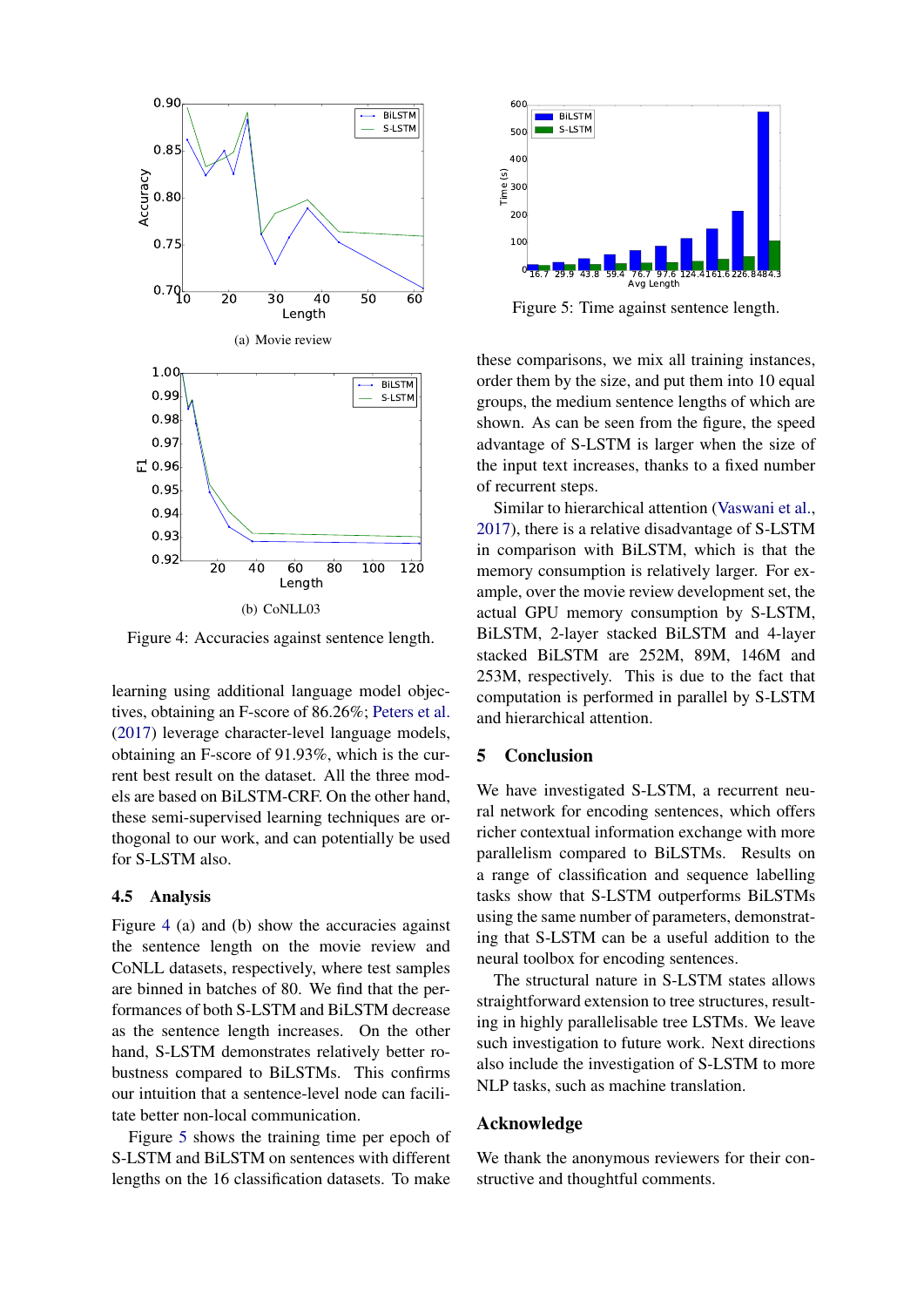(a) Movie review

(b) CoNLL03

Figure 4: Accuracies against sentence length.

Figure 5: Time against sentence length.

learning using additional language model objectives, obtaining an F-score of 86.26%; Peters et al. (2017) leverage character-level language models, obtaining an F-score of 91.93%, which is the current best result on the dataset. All the three models are based on BiLSTM-CRF. On the other hand, these semi-supervised learning techniques are orthogonal to our work, and can potentially be used for S-LSTM also.

### 4.5 Analysis

Figure 4 (a) and (b) show the accuracies against the sentence length on the movie review and CoNLL datasets, respectively, where test samples are binned in batches of 80. We find that the performances of both S-LSTM and BiLSTM decrease as the sentence length increases. On the other hand, S-LSTM demonstrates relatively better robustness compared to BiLSTMs. This confirms our intuition that a sentence-level node can facilitate better non-local communication.

Figure 5 shows the training time per epoch of S-LSTM and BiLSTM on sentences with different lengths on the 16 classification datasets. To make these comparisons, we mix all training instances, order them by the size, and put them into 10 equal groups, the medium sentence lengths of which are shown. As can be seen from the figure, the speed advantage of S-LSTM is larger when the size of the input text increases, thanks to a fixed number of recurrent steps.

Similar to hierarchical attention (Vaswani et al., 2017), there is a relative disadvantage of S-LSTM in comparison with BiLSTM, which is that the memory consumption is relatively larger. For example, over the movie review development set, the actual GPU memory consumption by S-LSTM, BiLSTM, 2-layer stacked BiLSTM and 4-layer stacked BiLSTM are 252M, 89M, 146M and 253M, respectively. This is due to the fact that computation is performed in parallel by S-LSTM and hierarchical attention.

## 5 Conclusion

We have investigated S-LSTM, a recurrent neural network for encoding sentences, which offers richer contextual information exchange with more parallelism compared to BiLSTMs. Results on a range of classification and sequence labelling tasks show that S-LSTM outperforms BiLSTMs using the same number of parameters, demonstrating that S-LSTM can be a useful addition to the neural toolbox for encoding sentences.

The structural nature in S-LSTM states allows straightforward extension to tree structures, resulting in highly parallelisable tree LSTMs. We leave such investigation to future work. Next directions also include the investigation of S-LSTM to more NLP tasks, such as machine translation.

## Acknowledge

We thank the anonymous reviewers for their constructive and thoughtful comments.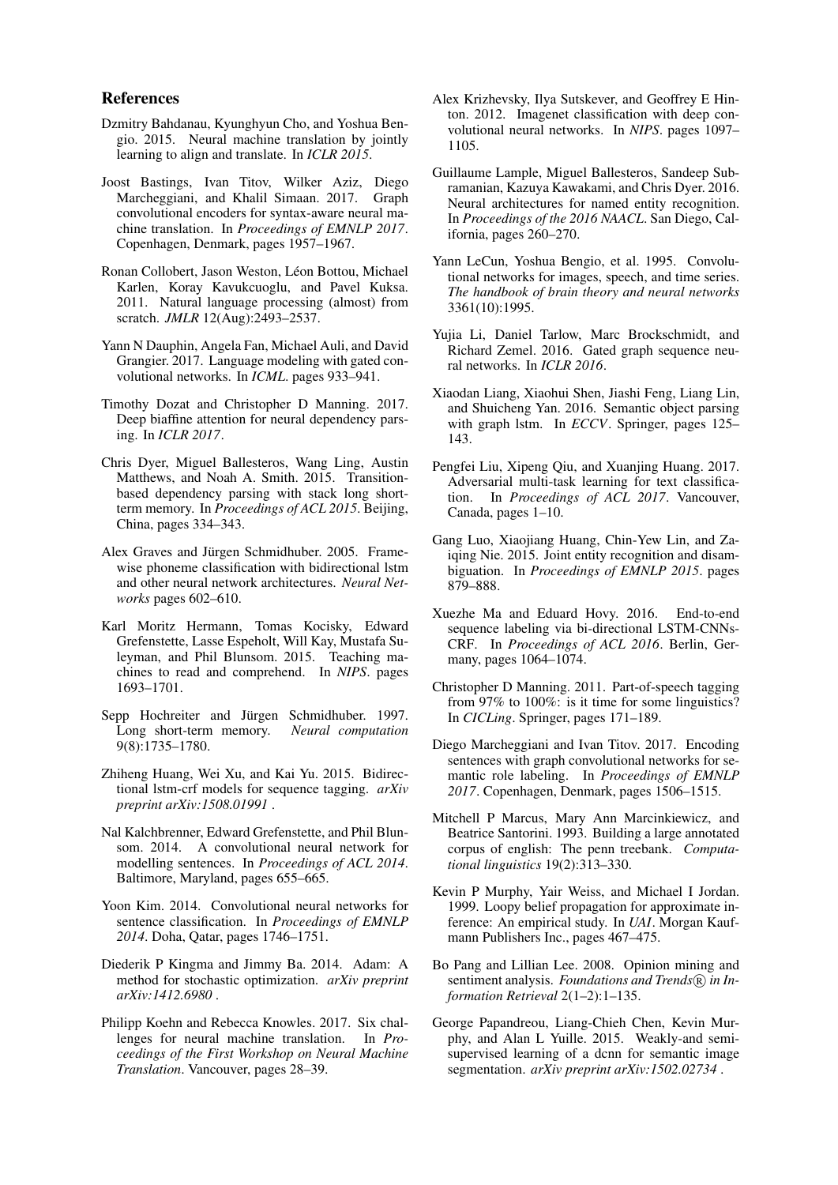## References

Dzmitry Bahdanau, Kyunghyun Cho, and Yoshua Bengio. 2015. Neural machine translation by jointly learning to align and translate. In *ICLR 2015*.

Joost Bastings, Ivan Titov, Wilker Aziz, Diego Marcheggiani, and Khalil Simaan. 2017. Graph convolutional encoders for syntax-aware neural machine translation. In *Proceedings of EMNLP 2017*. Copenhagen, Denmark, pages 1957–1967.

Ronan Collobert, Jason Weston, Léon Bottou, Michael Karlen, Koray Kavukcuoglu, and Pavel Kuksa. 2011. Natural language processing (almost) from scratch. *JMLR* 12(Aug):2493–2537.

Yann N Dauphin, Angela Fan, Michael Auli, and David Grangier. 2017. Language modeling with gated convolutional networks. In *ICML*. pages 933–941.

Timothy Dozat and Christopher D Manning. 2017. Deep biaffine attention for neural dependency parsing. In *ICLR 2017*.

Chris Dyer, Miguel Ballesteros, Wang Ling, Austin Matthews, and Noah A. Smith. 2015. Transition-based dependency parsing with stack long short-term memory. In *Proceedings of ACL 2015*. Beijing, China, pages 334–343.

Alex Graves and Jürgen Schmidhuber. 2005. Framewise phoneme classification with bidirectional lstm and other neural network architectures. *Neural Networks* pages 602–610.

Karl Moritz Hermann, Tomas Kocisky, Edward Grefenstette, Lasse Espeholt, Will Kay, Mustafa Suleyman, and Phil Blunsom. 2015. Teaching machines to read and comprehend. In *NIPS*. pages 1693–1701.

Sepp Hochreiter and Jürgen Schmidhuber. 1997. Long short-term memory. *Neural computation* 9(8):1735–1780.

Zhiheng Huang, Wei Xu, and Kai Yu. 2015. Bidirectional lstm-crf models for sequence tagging. *arXiv preprint arXiv:1508.01991* .

Nal Kalchbrenner, Edward Grefenstette, and Phil Blunsom. 2014. A convolutional neural network for modelling sentences. In *Proceedings of ACL 2014*. Baltimore, Maryland, pages 655–665.

Yoon Kim. 2014. Convolutional neural networks for sentence classification. In *Proceedings of EMNLP 2014*. Doha, Qatar, pages 1746–1751.

Diederik P Kingma and Jimmy Ba. 2014. Adam: A method for stochastic optimization. *arXiv preprint arXiv:1412.6980* .

Philipp Koehn and Rebecca Knowles. 2017. Six challenges for neural machine translation. In *Proceedings of the First Workshop on Neural Machine Translation*. Vancouver, pages 28–39.

Alex Krizhevsky, Ilya Sutskever, and Geoffrey E Hinton. 2012. Imagenet classification with deep convolutional neural networks. In *NIPS*. pages 1097–1105.

Guillaume Lample, Miguel Ballesteros, Sandeep Subramanian, Kazuya Kawakami, and Chris Dyer. 2016. Neural architectures for named entity recognition. In *Proceedings of the 2016 NAACL*. San Diego, California, pages 260–270.

Yann LeCun, Yoshua Bengio, et al. 1995. Convolutional networks for images, speech, and time series. *The handbook of brain theory and neural networks* 3361(10):1995.

Yujia Li, Daniel Tarlow, Marc Brockschmidt, and Richard Zemel. 2016. Gated graph sequence neural networks. In *ICLR 2016*.

Xiaodan Liang, Xiaohui Shen, Jiashi Feng, Liang Lin, and Shuicheng Yan. 2016. Semantic object parsing with graph lstm. In *ECCV*. Springer, pages 125–143.

Pengfei Liu, Xipeng Qiu, and Xuanjing Huang. 2017. Adversarial multi-task learning for text classification. In *Proceedings of ACL 2017*. Vancouver, Canada, pages 1–10.

Gang Luo, Xiaojiang Huang, Chin-Yew Lin, and Zaiqing Nie. 2015. Joint entity recognition and disambiguation. In *Proceedings of EMNLP 2015*. pages 879–888.

Xuezhe Ma and Eduard Hovy. 2016. End-to-end sequence labeling via bi-directional LSTM-CNNs-CRF. In *Proceedings of ACL 2016*. Berlin, Germany, pages 1064–1074.

Christopher D Manning. 2011. Part-of-speech tagging from 97% to 100%: is it time for some linguistics? In *CICLing*. Springer, pages 171–189.

Diego Marcheggiani and Ivan Titov. 2017. Encoding sentences with graph convolutional networks for semantic role labeling. In *Proceedings of EMNLP 2017*. Copenhagen, Denmark, pages 1506–1515.

Mitchell P Marcus, Mary Ann Marcinkiewicz, and Beatrice Santorini. 1993. Building a large annotated corpus of english: The penn treebank. *Computational linguistics* 19(2):313–330.

Kevin P Murphy, Yair Weiss, and Michael I Jordan. 1999. Loopy belief propagation for approximate inference: An empirical study. In *UAI*. Morgan Kaufmann Publishers Inc., pages 467–475.

Bo Pang and Lillian Lee. 2008. Opinion mining and sentiment analysis. *Foundations and Trends® in Information Retrieval* 2(1–2):1–135.

George Papandreou, Liang-Chieh Chen, Kevin Murphy, and Alan L Yuille. 2015. Weakly-and semi-supervised learning of a dcnn for semantic image segmentation. *arXiv preprint arXiv:1502.02734* .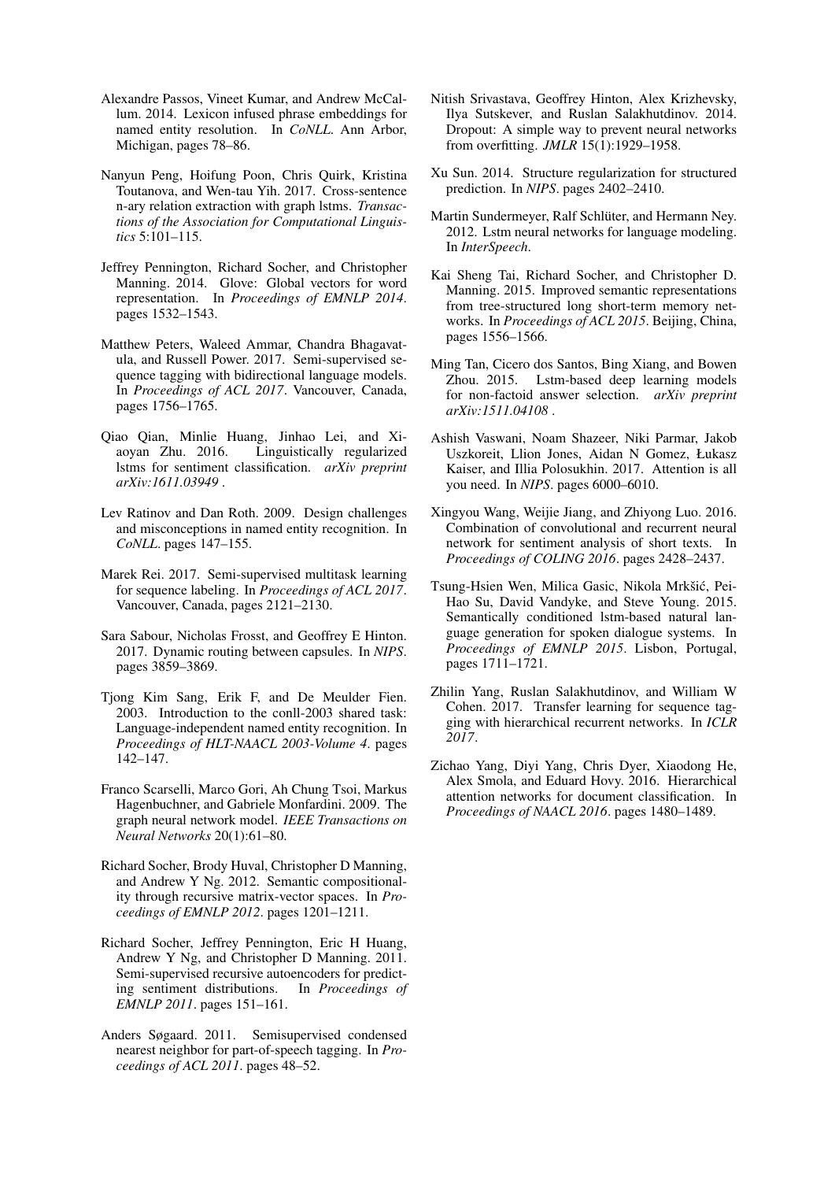Alexandre Passos, Vineet Kumar, and Andrew McCallum. 2014. Lexicon infused phrase embeddings for named entity resolution. In *CoNLL*. Ann Arbor, Michigan, pages 78–86.

Nanyun Peng, Hoifung Poon, Chris Quirk, Kristina Toutanova, and Wen-tau Yih. 2017. Cross-sentence n-ary relation extraction with graph lstms. *Transactions of the Association for Computational Linguistics* 5:101–115.

Jeffrey Pennington, Richard Socher, and Christopher Manning. 2014. Glove: Global vectors for word representation. In *Proceedings of EMNLP 2014*. pages 1532–1543.

Matthew Peters, Waleed Ammar, Chandra Bhagavatula, and Russell Power. 2017. Semi-supervised sequence tagging with bidirectional language models. In *Proceedings of ACL 2017*. Vancouver, Canada, pages 1756–1765.

Qiao Qian, Minlie Huang, Jinhao Lei, and Xiaoyan Zhu. 2016. Linguistically regularized lstms for sentiment classification. *arXiv preprint arXiv:1611.03949* .

Lev Ratinov and Dan Roth. 2009. Design challenges and misconceptions in named entity recognition. In *CoNLL*. pages 147–155.

Marek Rei. 2017. Semi-supervised multitask learning for sequence labeling. In *Proceedings of ACL 2017*. Vancouver, Canada, pages 2121–2130.

Sara Sabour, Nicholas Frosst, and Geoffrey E Hinton. 2017. Dynamic routing between capsules. In *NIPS*. pages 3859–3869.

Tjong Kim Sang, Erik F, and De Meulder Fien. 2003. Introduction to the conll-2003 shared task: Language-independent named entity recognition. In *Proceedings of HLT-NAACL 2003-Volume 4*. pages 142–147.

Franco Scarselli, Marco Gori, Ah Chung Tsoi, Markus Hagenbuchner, and Gabriele Monfardini. 2009. The graph neural network model. *IEEE Transactions on Neural Networks* 20(1):61–80.

Richard Socher, Brody Huval, Christopher D Manning, and Andrew Y Ng. 2012. Semantic compositionality through recursive matrix-vector spaces. In *Proceedings of EMNLP 2012*. pages 1201–1211.

Richard Socher, Jeffrey Pennington, Eric H Huang, Andrew Y Ng, and Christopher D Manning. 2011. Semi-supervised recursive autoencoders for predicting sentiment distributions. In *Proceedings of EMNLP 2011*. pages 151–161.

Anders Søgaard. 2011. Semisupervised condensed nearest neighbor for part-of-speech tagging. In *Proceedings of ACL 2011*. pages 48–52.

Nitish Srivastava, Geoffrey Hinton, Alex Krizhevsky, Ilya Sutskever, and Ruslan Salakhutdinov. 2014. Dropout: A simple way to prevent neural networks from overfitting. *JMLR* 15(1):1929–1958.

Xu Sun. 2014. Structure regularization for structured prediction. In *NIPS*. pages 2402–2410.

Martin Sundermeyer, Ralf Schlüter, and Hermann Ney. 2012. Lstm neural networks for language modeling. In *InterSpeech*.

Kai Sheng Tai, Richard Socher, and Christopher D. Manning. 2015. Improved semantic representations from tree-structured long short-term memory networks. In *Proceedings of ACL 2015*. Beijing, China, pages 1556–1566.

Ming Tan, Cicero dos Santos, Bing Xiang, and Bowen Zhou. 2015. Lstm-based deep learning models for non-factoid answer selection. *arXiv preprint arXiv:1511.04108* .

Ashish Vaswani, Noam Shazeer, Niki Parmar, Jakob Uszkoreit, Llion Jones, Aidan N Gomez, Łukasz Kaiser, and Illia Polosukhin. 2017. Attention is all you need. In *NIPS*. pages 6000–6010.

Xingyou Wang, Weijie Jiang, and Zhiyong Luo. 2016. Combination of convolutional and recurrent neural network for sentiment analysis of short texts. In *Proceedings of COLING 2016*. pages 2428–2437.

Tsung-Hsien Wen, Milica Gasic, Nikola Mrkšić, Pei-Hao Su, David Vandyke, and Steve Young. 2015. Semantically conditioned lstm-based natural language generation for spoken dialogue systems. In *Proceedings of EMNLP 2015*. Lisbon, Portugal, pages 1711–1721.

Zhilin Yang, Ruslan Salakhutdinov, and William W Cohen. 2017. Transfer learning for sequence tagging with hierarchical recurrent networks. In *ICLR 2017*.

Zichao Yang, Diyi Yang, Chris Dyer, Xiaodong He, Alex Smola, and Eduard Hovy. 2016. Hierarchical attention networks for document classification. In *Proceedings of NAACL 2016*. pages 1480–1489.